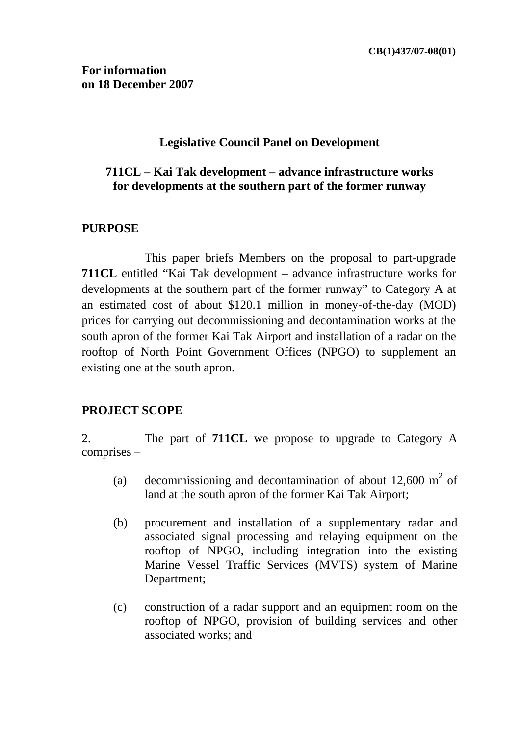CB(1)437/07-08(01)

**For information**
**on 18 December 2007**

**Legislative Council Panel on Development**

**711CL – Kai Tak development – advance infrastructure works for developments at the southern part of the former runway**

## PURPOSE

This paper briefs Members on the proposal to part-upgrade **711CL** entitled "Kai Tak development – advance infrastructure works for developments at the southern part of the former runway" to Category A at an estimated cost of about $120.1 million in money-of-the-day (MOD) prices for carrying out decommissioning and decontamination works at the south apron of the former Kai Tak Airport and installation of a radar on the rooftop of North Point Government Offices (NPGO) to supplement an existing one at the south apron.

## PROJECT SCOPE

2. The part of **711CL** we propose to upgrade to Category A comprises –

(a) decommissioning and decontamination of about 12,600 $m^2$ of land at the south apron of the former Kai Tak Airport;

(b) procurement and installation of a supplementary radar and associated signal processing and relaying equipment on the rooftop of NPGO, including integration into the existing Marine Vessel Traffic Services (MVTS) system of Marine Department;

(c) construction of a radar support and an equipment room on the rooftop of NPGO, provision of building services and other associated works; and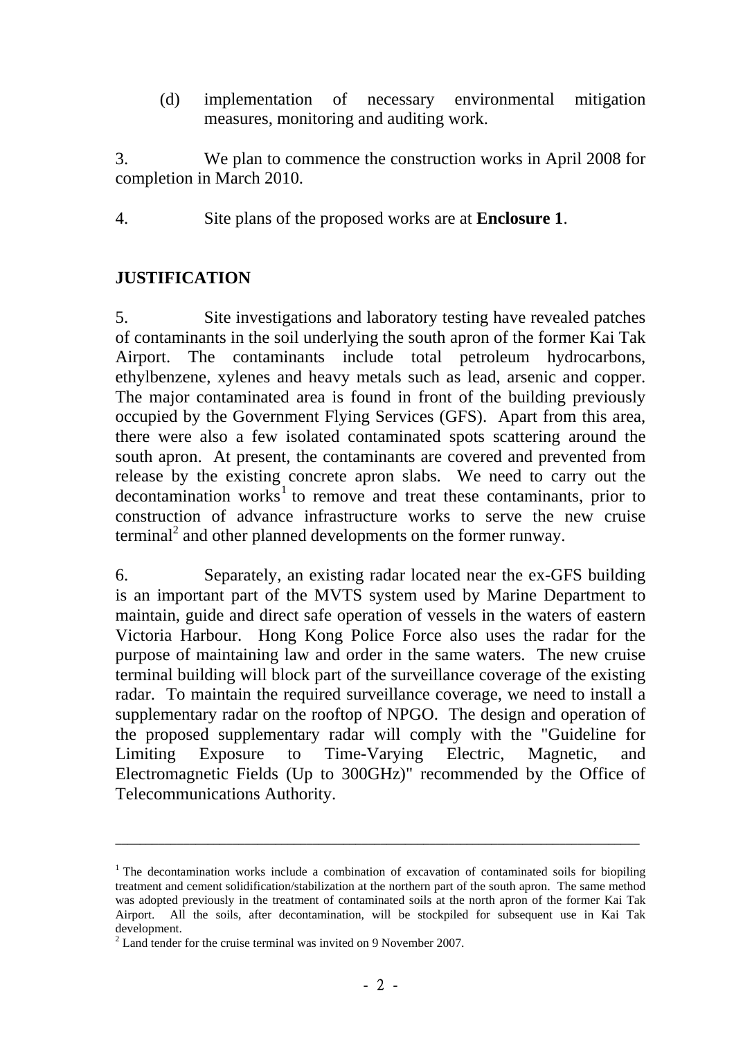(d) implementation of necessary environmental mitigation measures, monitoring and auditing work.

3. We plan to commence the construction works in April 2008 for completion in March 2010.

4. Site plans of the proposed works are at **Enclosure 1**.

## JUSTIFICATION

5. Site investigations and laboratory testing have revealed patches of contaminants in the soil underlying the south apron of the former Kai Tak Airport. The contaminants include total petroleum hydrocarbons, ethylbenzene, xylenes and heavy metals such as lead, arsenic and copper. The major contaminated area is found in front of the building previously occupied by the Government Flying Services (GFS). Apart from this area, there were also a few isolated contaminated spots scattering around the south apron. At present, the contaminants are covered and prevented from release by the existing concrete apron slabs. We need to carry out the decontamination works[1] to remove and treat these contaminants, prior to construction of advance infrastructure works to serve the new cruise terminal[2] and other planned developments on the former runway.

6. Separately, an existing radar located near the ex-GFS building is an important part of the MVTS system used by Marine Department to maintain, guide and direct safe operation of vessels in the waters of eastern Victoria Harbour. Hong Kong Police Force also uses the radar for the purpose of maintaining law and order in the same waters. The new cruise terminal building will block part of the surveillance coverage of the existing radar. To maintain the required surveillance coverage, we need to install a supplementary radar on the rooftop of NPGO. The design and operation of the proposed supplementary radar will comply with the "Guideline for Limiting Exposure to Time-Varying Electric, Magnetic, and Electromagnetic Fields (Up to 300GHz)" recommended by the Office of Telecommunications Authority.

---

[1] The decontamination works include a combination of excavation of contaminated soils for biopiling treatment and cement solidification/stabilization at the northern part of the south apron. The same method was adopted previously in the treatment of contaminated soils at the north apron of the former Kai Tak Airport. All the soils, after decontamination, will be stockpiled for subsequent use in Kai Tak development.

[2] Land tender for the cruise terminal was invited on 9 November 2007.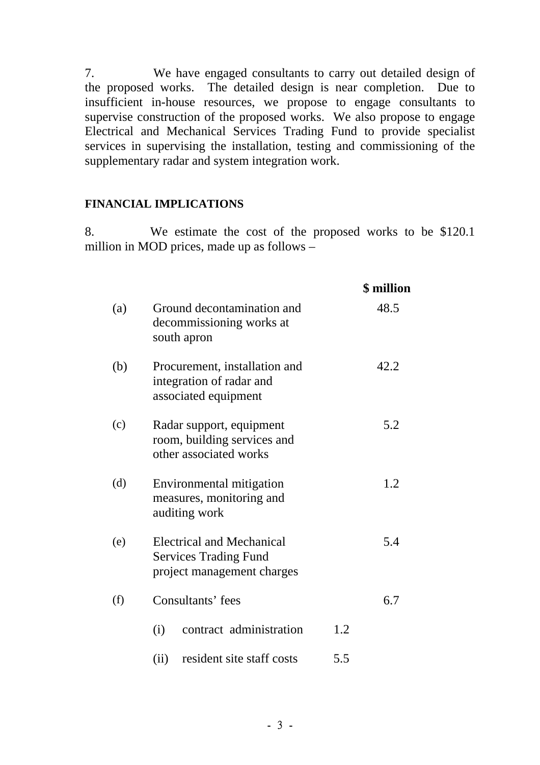7. We have engaged consultants to carry out detailed design of the proposed works. The detailed design is near completion. Due to insufficient in-house resources, we propose to engage consultants to supervise construction of the proposed works. We also propose to engage Electrical and Mechanical Services Trading Fund to provide specialist services in supervising the installation, testing and commissioning of the supplementary radar and system integration work.

**FINANCIAL IMPLICATIONS**

8. We estimate the cost of the proposed works to be $120.1 million in MOD prices, made up as follows –

| | | | **$ million** |
|---|---|---|---|
| (a) | Ground decontamination and decommissioning works at south apron | | 48.5 |
| (b) | Procurement, installation and integration of radar and associated equipment | | 42.2 |
| (c) | Radar support, equipment room, building services and other associated works | | 5.2 |
| (d) | Environmental mitigation measures, monitoring and auditing work | | 1.2 |
| (e) | Electrical and Mechanical Services Trading Fund project management charges | | 5.4 |
| (f) | Consultants' fees | | 6.7 |
| | (i) contract administration | 1.2 | |
| | (ii) resident site staff costs | 5.5 | |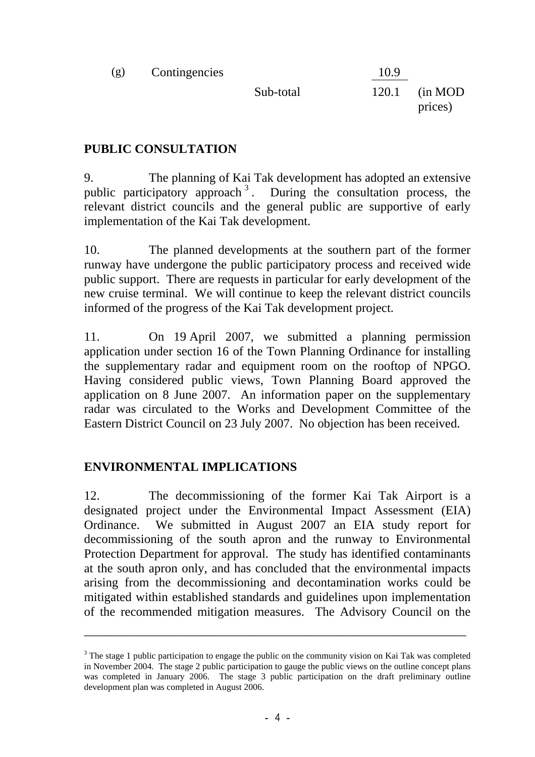| | | | | |
|---|---|---|---|---|
| (g) | Contingencies | | 10.9 | |
| | | Sub-total | 120.1 | (in MOD prices) |

## PUBLIC CONSULTATION

9. The planning of Kai Tak development has adopted an extensive public participatory approach[3]. During the consultation process, the relevant district councils and the general public are supportive of early implementation of the Kai Tak development.

10. The planned developments at the southern part of the former runway have undergone the public participatory process and received wide public support. There are requests in particular for early development of the new cruise terminal. We will continue to keep the relevant district councils informed of the progress of the Kai Tak development project.

11. On 19 April 2007, we submitted a planning permission application under section 16 of the Town Planning Ordinance for installing the supplementary radar and equipment room on the rooftop of NPGO. Having considered public views, Town Planning Board approved the application on 8 June 2007. An information paper on the supplementary radar was circulated to the Works and Development Committee of the Eastern District Council on 23 July 2007. No objection has been received.

## ENVIRONMENTAL IMPLICATIONS

12. The decommissioning of the former Kai Tak Airport is a designated project under the Environmental Impact Assessment (EIA) Ordinance. We submitted in August 2007 an EIA study report for decommissioning of the south apron and the runway to Environmental Protection Department for approval. The study has identified contaminants at the south apron only, and has concluded that the environmental impacts arising from the decommissioning and decontamination works could be mitigated within established standards and guidelines upon implementation of the recommended mitigation measures. The Advisory Council on the

---

[3] The stage 1 public participation to engage the public on the community vision on Kai Tak was completed in November 2004. The stage 2 public participation to gauge the public views on the outline concept plans was completed in January 2006. The stage 3 public participation on the draft preliminary outline development plan was completed in August 2006.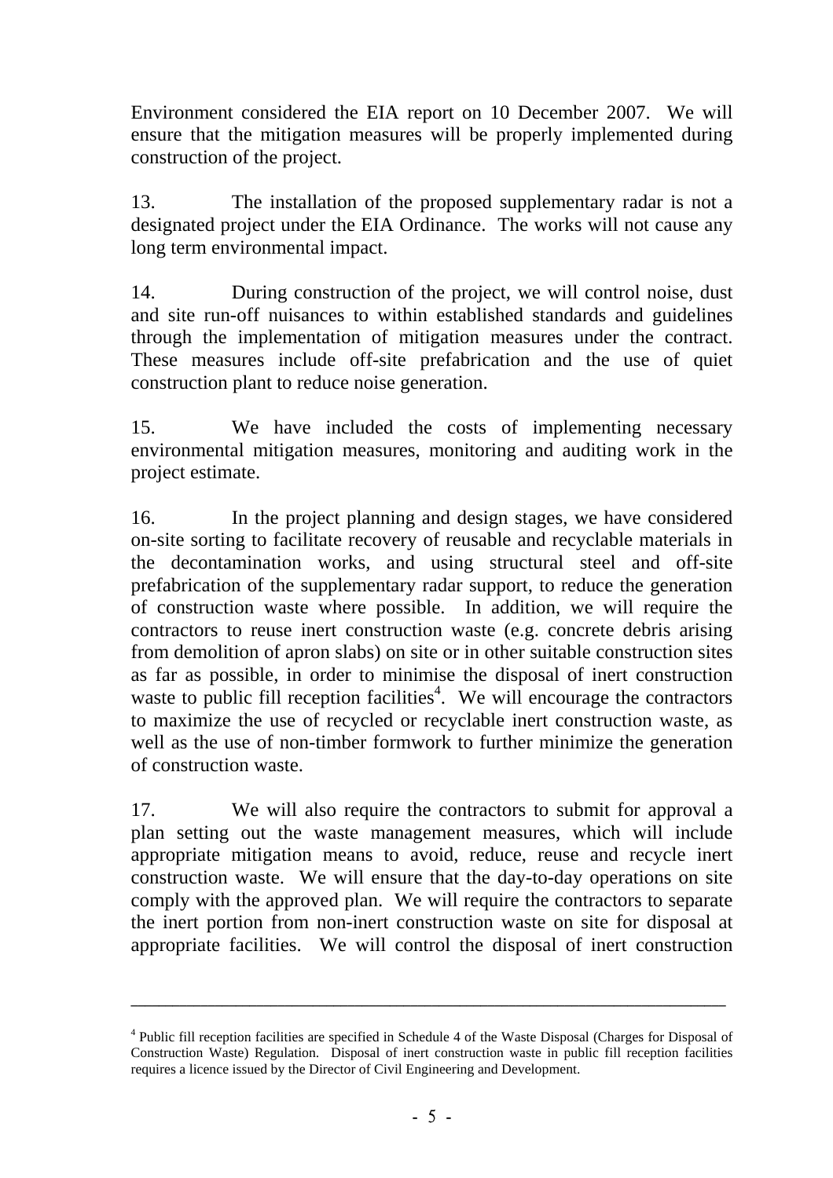Environment considered the EIA report on 10 December 2007. We will ensure that the mitigation measures will be properly implemented during construction of the project.

13. The installation of the proposed supplementary radar is not a designated project under the EIA Ordinance. The works will not cause any long term environmental impact.

14. During construction of the project, we will control noise, dust and site run-off nuisances to within established standards and guidelines through the implementation of mitigation measures under the contract. These measures include off-site prefabrication and the use of quiet construction plant to reduce noise generation.

15. We have included the costs of implementing necessary environmental mitigation measures, monitoring and auditing work in the project estimate.

16. In the project planning and design stages, we have considered on-site sorting to facilitate recovery of reusable and recyclable materials in the decontamination works, and using structural steel and off-site prefabrication of the supplementary radar support, to reduce the generation of construction waste where possible. In addition, we will require the contractors to reuse inert construction waste (e.g. concrete debris arising from demolition of apron slabs) on site or in other suitable construction sites as far as possible, in order to minimise the disposal of inert construction waste to public fill reception facilities[4]. We will encourage the contractors to maximize the use of recycled or recyclable inert construction waste, as well as the use of non-timber formwork to further minimize the generation of construction waste.

17. We will also require the contractors to submit for approval a plan setting out the waste management measures, which will include appropriate mitigation means to avoid, reduce, reuse and recycle inert construction waste. We will ensure that the day-to-day operations on site comply with the approved plan. We will require the contractors to separate the inert portion from non-inert construction waste on site for disposal at appropriate facilities. We will control the disposal of inert construction

---

[4] Public fill reception facilities are specified in Schedule 4 of the Waste Disposal (Charges for Disposal of Construction Waste) Regulation. Disposal of inert construction waste in public fill reception facilities requires a licence issued by the Director of Civil Engineering and Development.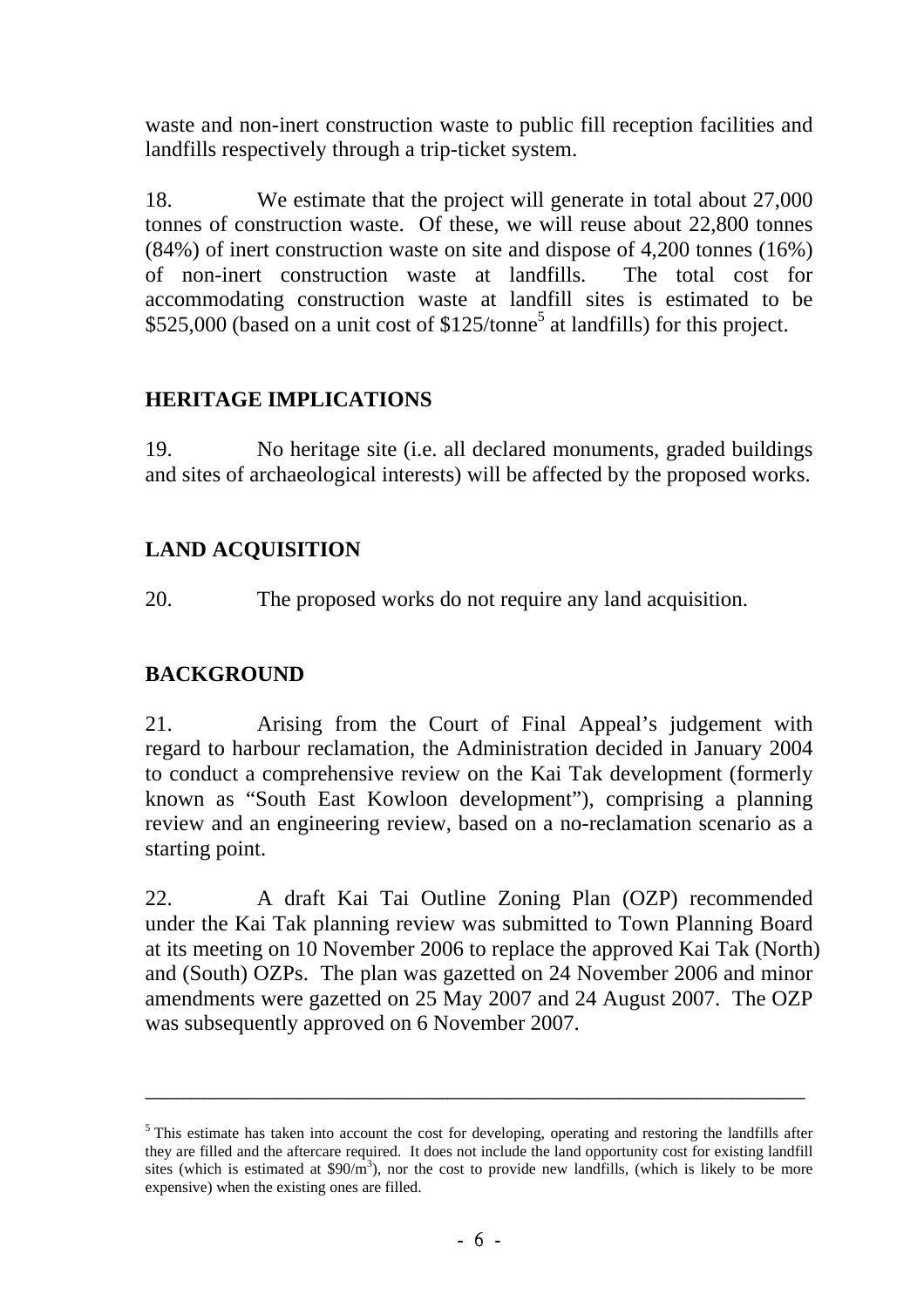waste and non-inert construction waste to public fill reception facilities and landfills respectively through a trip-ticket system.

18. We estimate that the project will generate in total about 27,000 tonnes of construction waste. Of these, we will reuse about 22,800 tonnes (84%) of inert construction waste on site and dispose of 4,200 tonnes (16%) of non-inert construction waste at landfills. The total cost for accommodating construction waste at landfill sites is estimated to be $525,000 (based on a unit cost of $125/tonne[5] at landfills) for this project.

## HERITAGE IMPLICATIONS

19. No heritage site (i.e. all declared monuments, graded buildings and sites of archaeological interests) will be affected by the proposed works.

## LAND ACQUISITION

20. The proposed works do not require any land acquisition.

## BACKGROUND

21. Arising from the Court of Final Appeal's judgement with regard to harbour reclamation, the Administration decided in January 2004 to conduct a comprehensive review on the Kai Tak development (formerly known as "South East Kowloon development"), comprising a planning review and an engineering review, based on a no-reclamation scenario as a starting point.

22. A draft Kai Tai Outline Zoning Plan (OZP) recommended under the Kai Tak planning review was submitted to Town Planning Board at its meeting on 10 November 2006 to replace the approved Kai Tak (North) and (South) OZPs. The plan was gazetted on 24 November 2006 and minor amendments were gazetted on 25 May 2007 and 24 August 2007. The OZP was subsequently approved on 6 November 2007.

---

[5] This estimate has taken into account the cost for developing, operating and restoring the landfills after they are filled and the aftercare required. It does not include the land opportunity cost for existing landfill sites (which is estimated at $90/m$^3$), nor the cost to provide new landfills, (which is likely to be more expensive) when the existing ones are filled.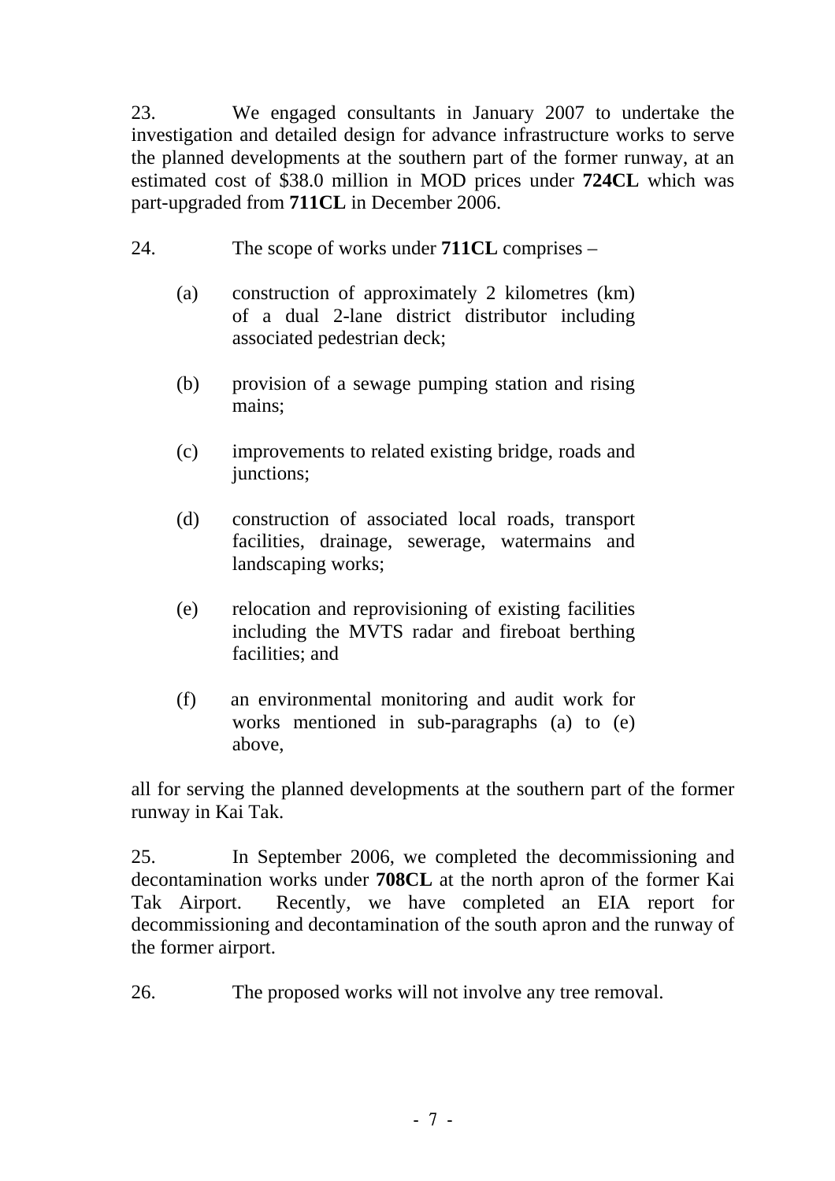23. We engaged consultants in January 2007 to undertake the investigation and detailed design for advance infrastructure works to serve the planned developments at the southern part of the former runway, at an estimated cost of $38.0 million in MOD prices under **724CL** which was part-upgraded from **711CL** in December 2006.

24. The scope of works under **711CL** comprises –

(a) construction of approximately 2 kilometres (km) of a dual 2-lane district distributor including associated pedestrian deck;

(b) provision of a sewage pumping station and rising mains;

(c) improvements to related existing bridge, roads and junctions;

(d) construction of associated local roads, transport facilities, drainage, sewerage, watermains and landscaping works;

(e) relocation and reprovisioning of existing facilities including the MVTS radar and fireboat berthing facilities; and

(f) an environmental monitoring and audit work for works mentioned in sub-paragraphs (a) to (e) above,

all for serving the planned developments at the southern part of the former runway in Kai Tak.

25. In September 2006, we completed the decommissioning and decontamination works under **708CL** at the north apron of the former Kai Tak Airport. Recently, we have completed an EIA report for decommissioning and decontamination of the south apron and the runway of the former airport.

26. The proposed works will not involve any tree removal.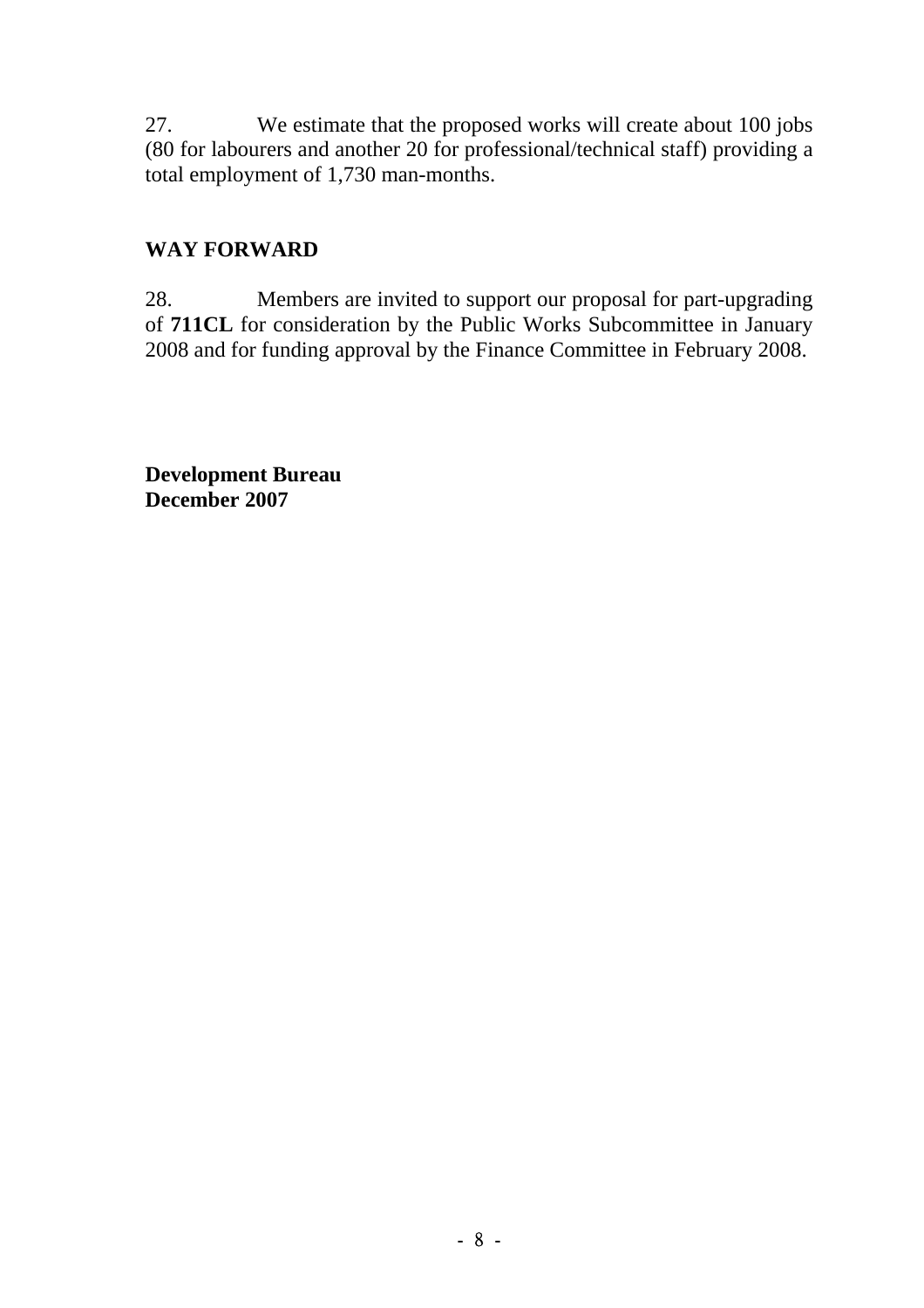27. We estimate that the proposed works will create about 100 jobs (80 for labourers and another 20 for professional/technical staff) providing a total employment of 1,730 man-months.

## WAY FORWARD

28. Members are invited to support our proposal for part-upgrading of **711CL** for consideration by the Public Works Subcommittee in January 2008 and for funding approval by the Finance Committee in February 2008.

**Development Bureau**
**December 2007**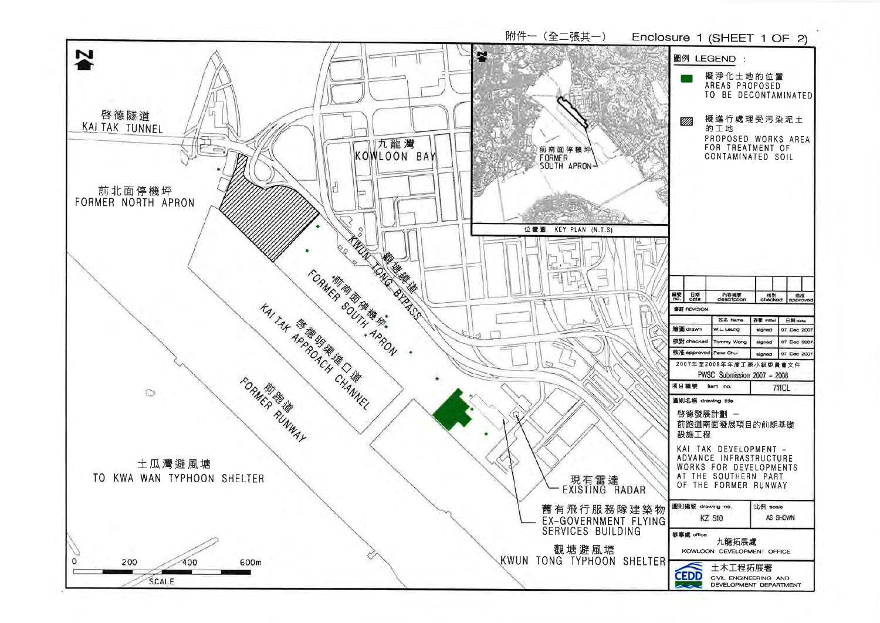附件一（全二張其一） Enclosure 1 (SHEET 1 OF 2)

**圖例 LEGEND：**

- 擬淨化土地的位置 AREAS PROPOSED TO BE DECONTAMINATED
- 擬進行處理受污染泥土的工地 PROPOSED WORKS AREA FOR TREATMENT OF CONTAMINATED SOIL

啟德隧道 KAI TAK TUNNEL

九龍灣 KOWLOON BAY

前北面停機坪 FORMER NORTH APRON

觀塘繞道 KWUN TONG BYPASS

前南面停機坪 FORMER SOUTH APRON

啟德明渠進口道 KAI TAK APPROACH CHANNEL

前跑道 FORMER RUNWAY

土瓜灣避風塘 TO KWA WAN TYPHOON SHELTER

現有雷達 EXISTING RADAR

舊有飛行服務隊建築物 EX-GOVERNMENT FLYING SERVICES BUILDING

觀塘避風塘 KWUN TONG TYPHOON SHELTER

位置圖 KEY PLAN (N.T.S)

前南面停機坪 FORMER SOUTH APRON

SCALE 0 200 400 600m

| 編號 no. | 日期 date | 內容摘要 description | 核對 checked | 核准 approved |
|---|---|---|---|---|
| | | | | |

修訂 REVISION

| | 姓名 Name | 簽署 initial | 日期 date |
|---|---|---|---|
| 繪圖 drawn | W.L. Leung | signed | 07 Dec 2007 |
| 核對 checked | Tommy Wong | signed | 07 Dec 2007 |
| 核准 approved | Peter Chui | signed | 07 Dec 2007 |

2007年至2008年年度工務小組委員會文件 PWSC Submission 2007 – 2008

項目編號 item no. 711CL

圖則名稱 drawing title

啟德發展計劃 – 前跑道南面發展項目的前期基礎設施工程

KAI TAK DEVELOPMENT – ADVANCE INFRASTRUCTURE WORKS FOR DEVELOPMENTS AT THE SOUTHERN PART OF THE FORMER RUNWAY

圖則編號 drawing no. KZ 510

比例 scale AS SHOWN

辦事處 office 九龍拓展處 KOWLOON DEVELOPMENT OFFICE

土木工程拓展署 CIVIL ENGINEERING AND DEVELOPMENT DEPARTMENT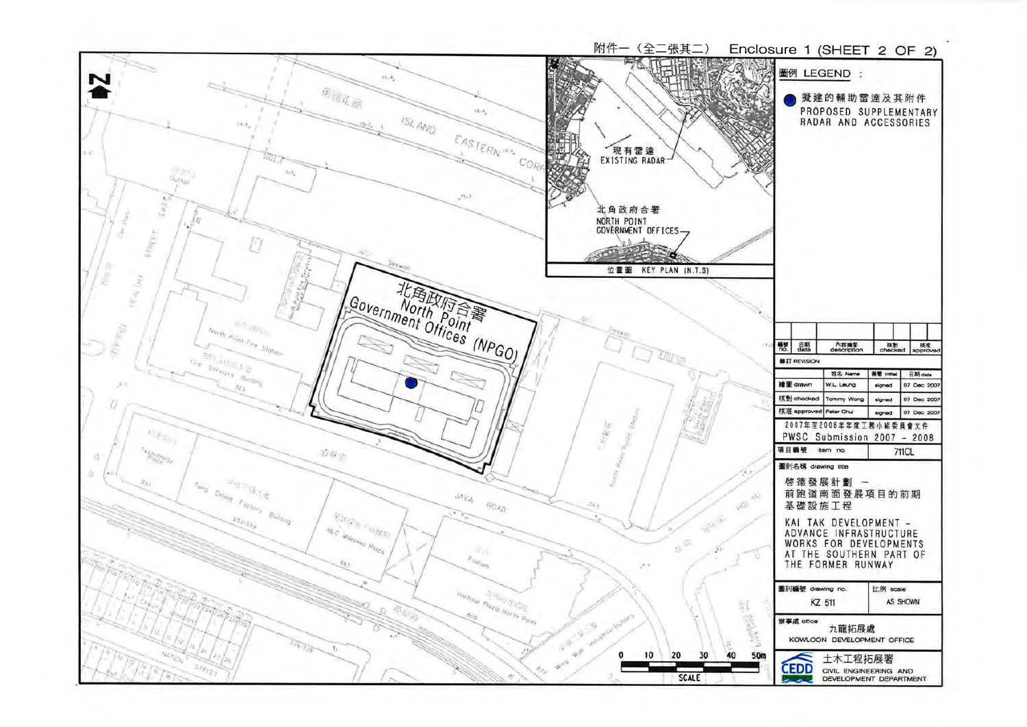附件一（全二張其二） Enclosure 1 (SHEET 2 OF 2)

圖例 LEGEND :

擬建的輔助雷達及其附件
PROPOSED SUPPLEMENTARY RADAR AND ACCESSORIES

現有雷達
EXISTING RADAR

北角政府合署
NORTH POINT GOVERNMENT OFFICES

位置圖 KEY PLAN (N.T.S)

北角政府合署
North Point Government Offices (NPGO)

ISLAND EASTERN CORRIDOR

North Point Fire Station

Fire Services Building

JAVA ROAD

North Point Public Pier

Tung Chiong Factory Building

MLC Millennia Plaza

Harbour Plaza, North Point

Wing Shun Industrial Building

SCALE 0 10 20 30 40 50m

| 編號 no. | 日期 date | 內容摘要 description | 核對 checked | 核准 approved |
|---|---|---|---|---|
| | | | | |

修訂 REVISION

| | 姓名 Name | 簽署 Initial | 日期 date |
|---|---|---|---|
| 繪圖 drawn | W.L. Leung | signed | 07 Dec 2007 |
| 核對 checked | Tommy Wong | signed | 07 Dec 2007 |
| 核准 approved | Peter Chui | signed | 07 Dec 2007 |

2007年至2008年年度工務小組委員會文件
PWSC Submission 2007 - 2008

項目編號 item no. 711CL

圖則名稱 drawing title

啟德發展計劃 — 前跑道南面發展項目的前期基礎設施工程

KAI TAK DEVELOPMENT - ADVANCE INFRASTRUCTURE WORKS FOR DEVELOPMENTS AT THE SOUTHERN PART OF THE FORMER RUNWAY

圖則編號 drawing no. KZ 511

比例 scale AS SHOWN

辦事處 office
九龍拓展處
KOWLOON DEVELOPMENT OFFICE

土木工程拓展署
CEDD CIVIL ENGINEERING AND DEVELOPMENT DEPARTMENT